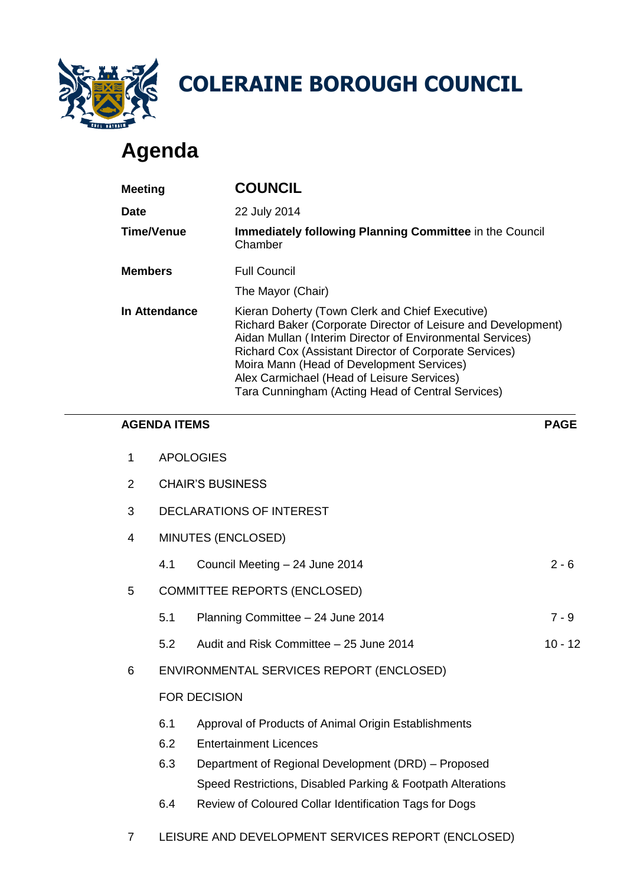# COLERAINE BOROUGH COUNCIL

# Agenda

| | |
|---|---|
| **Meeting** | **COUNCIL** |
| **Date** | 22 July 2014 |
| **Time/Venue** | **Immediately following Planning Committee** in the Council Chamber |
| **Members** | Full Council |
| | The Mayor (Chair) |
| **In Attendance** | Kieran Doherty (Town Clerk and Chief Executive)<br>Richard Baker (Corporate Director of Leisure and Development)<br>Aidan Mullan (Interim Director of Environmental Services)<br>Richard Cox (Assistant Director of Corporate Services)<br>Moira Mann (Head of Development Services)<br>Alex Carmichael (Head of Leisure Services)<br>Tara Cunningham (Acting Head of Central Services) |

| **AGENDA ITEMS** | | | **PAGE** |
|---|---|---|---|
| 1 | APOLOGIES | | |
| 2 | CHAIR'S BUSINESS | | |
| 3 | DECLARATIONS OF INTEREST | | |
| 4 | MINUTES (ENCLOSED) | | |
| | 4.1 | Council Meeting – 24 June 2014 | 2 - 6 |
| 5 | COMMITTEE REPORTS (ENCLOSED) | | |
| | 5.1 | Planning Committee – 24 June 2014 | 7 - 9 |
| | 5.2 | Audit and Risk Committee – 25 June 2014 | 10 - 12 |
| 6 | ENVIRONMENTAL SERVICES REPORT (ENCLOSED) | | |
| | FOR DECISION | | |
| | 6.1 | Approval of Products of Animal Origin Establishments | |
| | 6.2 | Entertainment Licences | |
| | 6.3 | Department of Regional Development (DRD) – Proposed Speed Restrictions, Disabled Parking & Footpath Alterations | |
| | 6.4 | Review of Coloured Collar Identification Tags for Dogs | |
| 7 | LEISURE AND DEVELOPMENT SERVICES REPORT (ENCLOSED) | | |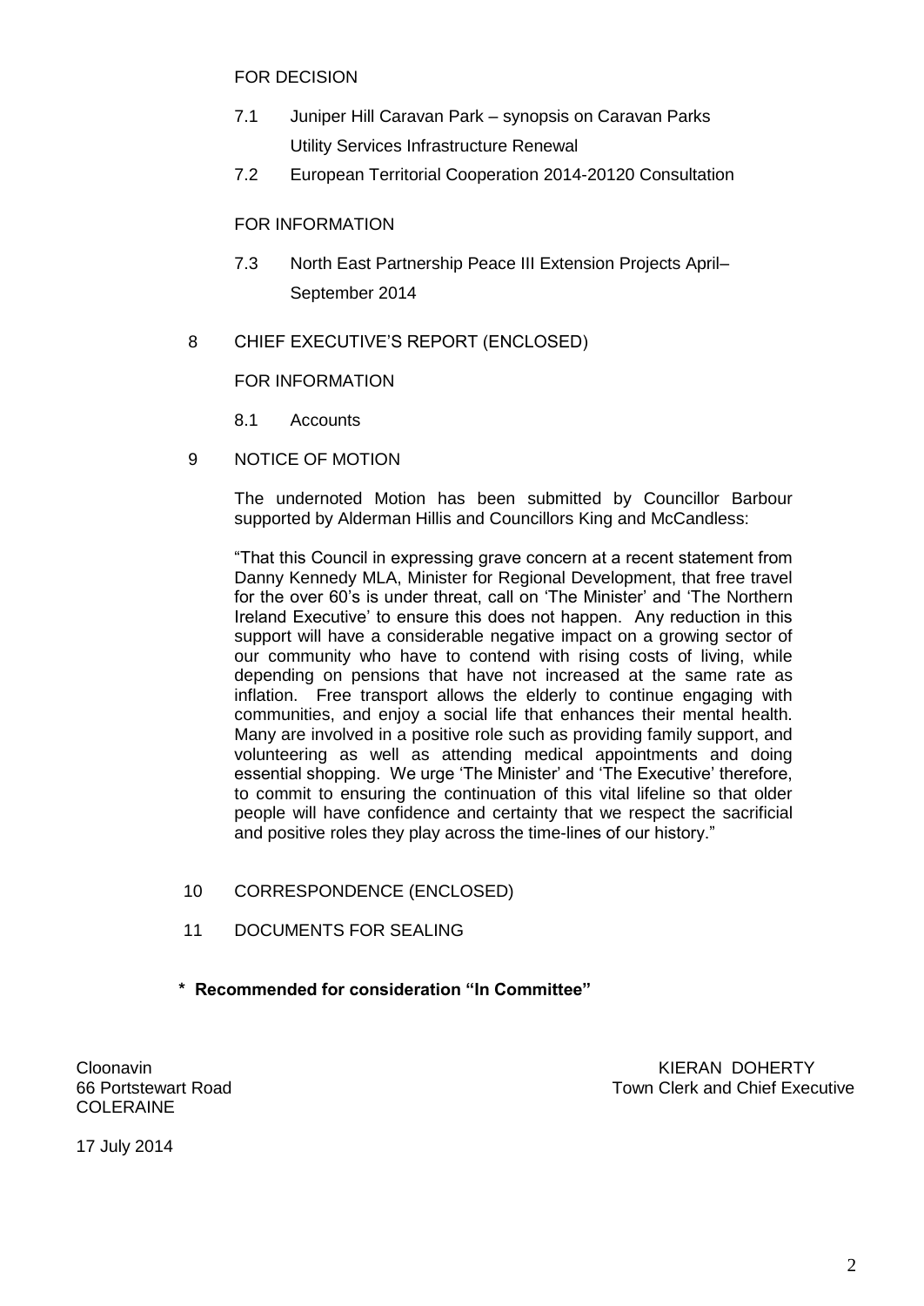FOR DECISION

7.1 Juniper Hill Caravan Park – synopsis on Caravan Parks Utility Services Infrastructure Renewal

7.2 European Territorial Cooperation 2014-20120 Consultation

FOR INFORMATION

7.3 North East Partnership Peace III Extension Projects April–September 2014

8 CHIEF EXECUTIVE'S REPORT (ENCLOSED)

FOR INFORMATION

8.1 Accounts

9 NOTICE OF MOTION

The undernoted Motion has been submitted by Councillor Barbour supported by Alderman Hillis and Councillors King and McCandless:

"That this Council in expressing grave concern at a recent statement from Danny Kennedy MLA, Minister for Regional Development, that free travel for the over 60's is under threat, call on 'The Minister' and 'The Northern Ireland Executive' to ensure this does not happen. Any reduction in this support will have a considerable negative impact on a growing sector of our community who have to contend with rising costs of living, while depending on pensions that have not increased at the same rate as inflation. Free transport allows the elderly to continue engaging with communities, and enjoy a social life that enhances their mental health. Many are involved in a positive role such as providing family support, and volunteering as well as attending medical appointments and doing essential shopping. We urge 'The Minister' and 'The Executive' therefore, to commit to ensuring the continuation of this vital lifeline so that older people will have confidence and certainty that we respect the sacrificial and positive roles they play across the time-lines of our history."

10 CORRESPONDENCE (ENCLOSED)

11 DOCUMENTS FOR SEALING

**\* Recommended for consideration "In Committee"**

Cloonavin
66 Portstewart Road
COLERAINE

KIERAN DOHERTY
Town Clerk and Chief Executive

17 July 2014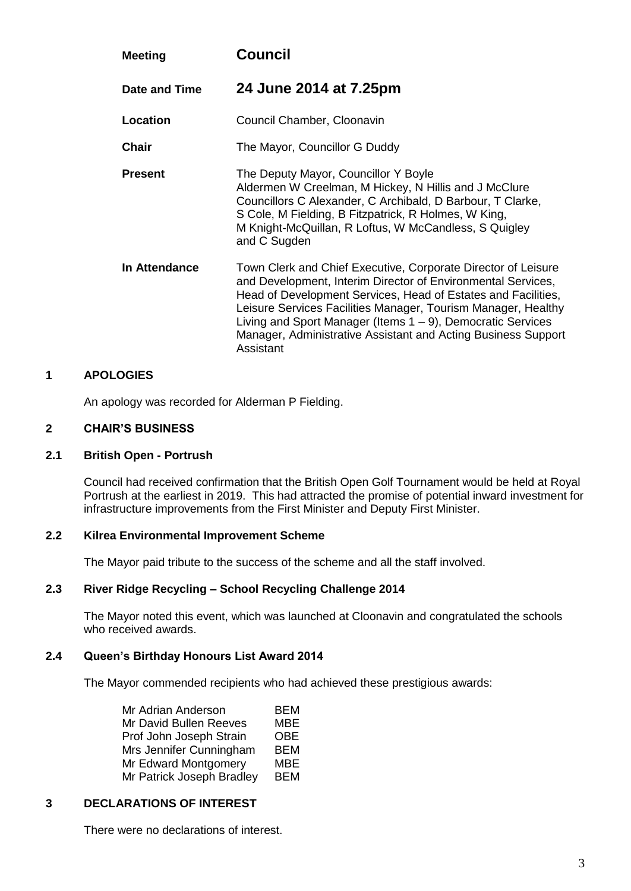| | |
|---|---|
| **Meeting** | **Council** |
| **Date and Time** | **24 June 2014 at 7.25pm** |
| **Location** | Council Chamber, Cloonavin |
| **Chair** | The Mayor, Councillor G Duddy |
| **Present** | The Deputy Mayor, Councillor Y Boyle<br>Aldermen W Creelman, M Hickey, N Hillis and J McClure<br>Councillors C Alexander, C Archibald, D Barbour, T Clarke, S Cole, M Fielding, B Fitzpatrick, R Holmes, W King, M Knight-McQuillan, R Loftus, W McCandless, S Quigley and C Sugden |
| **In Attendance** | Town Clerk and Chief Executive, Corporate Director of Leisure and Development, Interim Director of Environmental Services, Head of Development Services, Head of Estates and Facilities, Leisure Services Facilities Manager, Tourism Manager, Healthy Living and Sport Manager (Items 1 – 9), Democratic Services Manager, Administrative Assistant and Acting Business Support Assistant |

## 1 APOLOGIES

An apology was recorded for Alderman P Fielding.

## 2 CHAIR'S BUSINESS

### 2.1 British Open - Portrush

Council had received confirmation that the British Open Golf Tournament would be held at Royal Portrush at the earliest in 2019. This had attracted the promise of potential inward investment for infrastructure improvements from the First Minister and Deputy First Minister.

### 2.2 Kilrea Environmental Improvement Scheme

The Mayor paid tribute to the success of the scheme and all the staff involved.

### 2.3 River Ridge Recycling – School Recycling Challenge 2014

The Mayor noted this event, which was launched at Cloonavin and congratulated the schools who received awards.

### 2.4 Queen's Birthday Honours List Award 2014

The Mayor commended recipients who had achieved these prestigious awards:

| | |
|---|---|
| Mr Adrian Anderson | BEM |
| Mr David Bullen Reeves | MBE |
| Prof John Joseph Strain | OBE |
| Mrs Jennifer Cunningham | BEM |
| Mr Edward Montgomery | MBE |
| Mr Patrick Joseph Bradley | BEM |

## 3 DECLARATIONS OF INTEREST

There were no declarations of interest.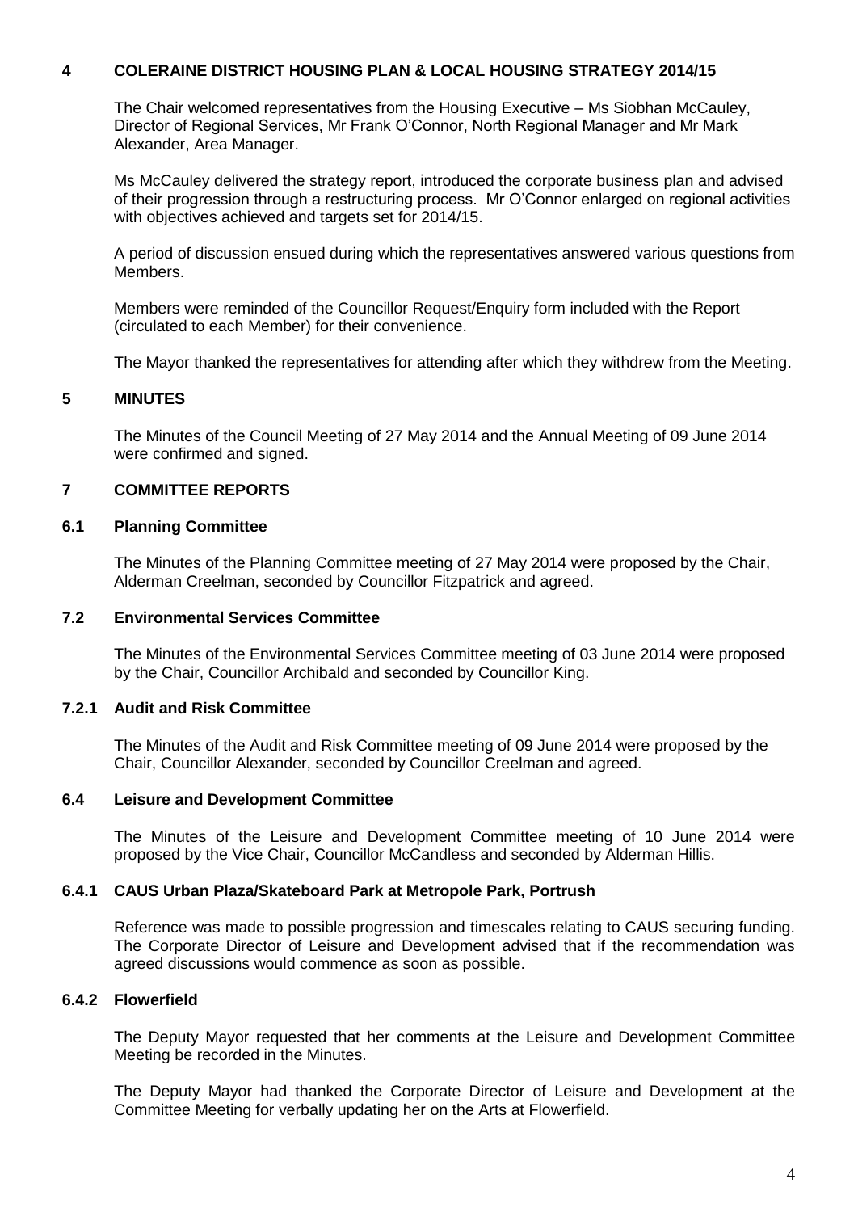## 4 COLERAINE DISTRICT HOUSING PLAN & LOCAL HOUSING STRATEGY 2014/15

The Chair welcomed representatives from the Housing Executive – Ms Siobhan McCauley, Director of Regional Services, Mr Frank O'Connor, North Regional Manager and Mr Mark Alexander, Area Manager.

Ms McCauley delivered the strategy report, introduced the corporate business plan and advised of their progression through a restructuring process. Mr O'Connor enlarged on regional activities with objectives achieved and targets set for 2014/15.

A period of discussion ensued during which the representatives answered various questions from Members.

Members were reminded of the Councillor Request/Enquiry form included with the Report (circulated to each Member) for their convenience.

The Mayor thanked the representatives for attending after which they withdrew from the Meeting.

## 5 MINUTES

The Minutes of the Council Meeting of 27 May 2014 and the Annual Meeting of 09 June 2014 were confirmed and signed.

## 7 COMMITTEE REPORTS

### 6.1 Planning Committee

The Minutes of the Planning Committee meeting of 27 May 2014 were proposed by the Chair, Alderman Creelman, seconded by Councillor Fitzpatrick and agreed.

### 7.2 Environmental Services Committee

The Minutes of the Environmental Services Committee meeting of 03 June 2014 were proposed by the Chair, Councillor Archibald and seconded by Councillor King.

### 7.2.1 Audit and Risk Committee

The Minutes of the Audit and Risk Committee meeting of 09 June 2014 were proposed by the Chair, Councillor Alexander, seconded by Councillor Creelman and agreed.

### 6.4 Leisure and Development Committee

The Minutes of the Leisure and Development Committee meeting of 10 June 2014 were proposed by the Vice Chair, Councillor McCandless and seconded by Alderman Hillis.

### 6.4.1 CAUS Urban Plaza/Skateboard Park at Metropole Park, Portrush

Reference was made to possible progression and timescales relating to CAUS securing funding. The Corporate Director of Leisure and Development advised that if the recommendation was agreed discussions would commence as soon as possible.

### 6.4.2 Flowerfield

The Deputy Mayor requested that her comments at the Leisure and Development Committee Meeting be recorded in the Minutes.

The Deputy Mayor had thanked the Corporate Director of Leisure and Development at the Committee Meeting for verbally updating her on the Arts at Flowerfield.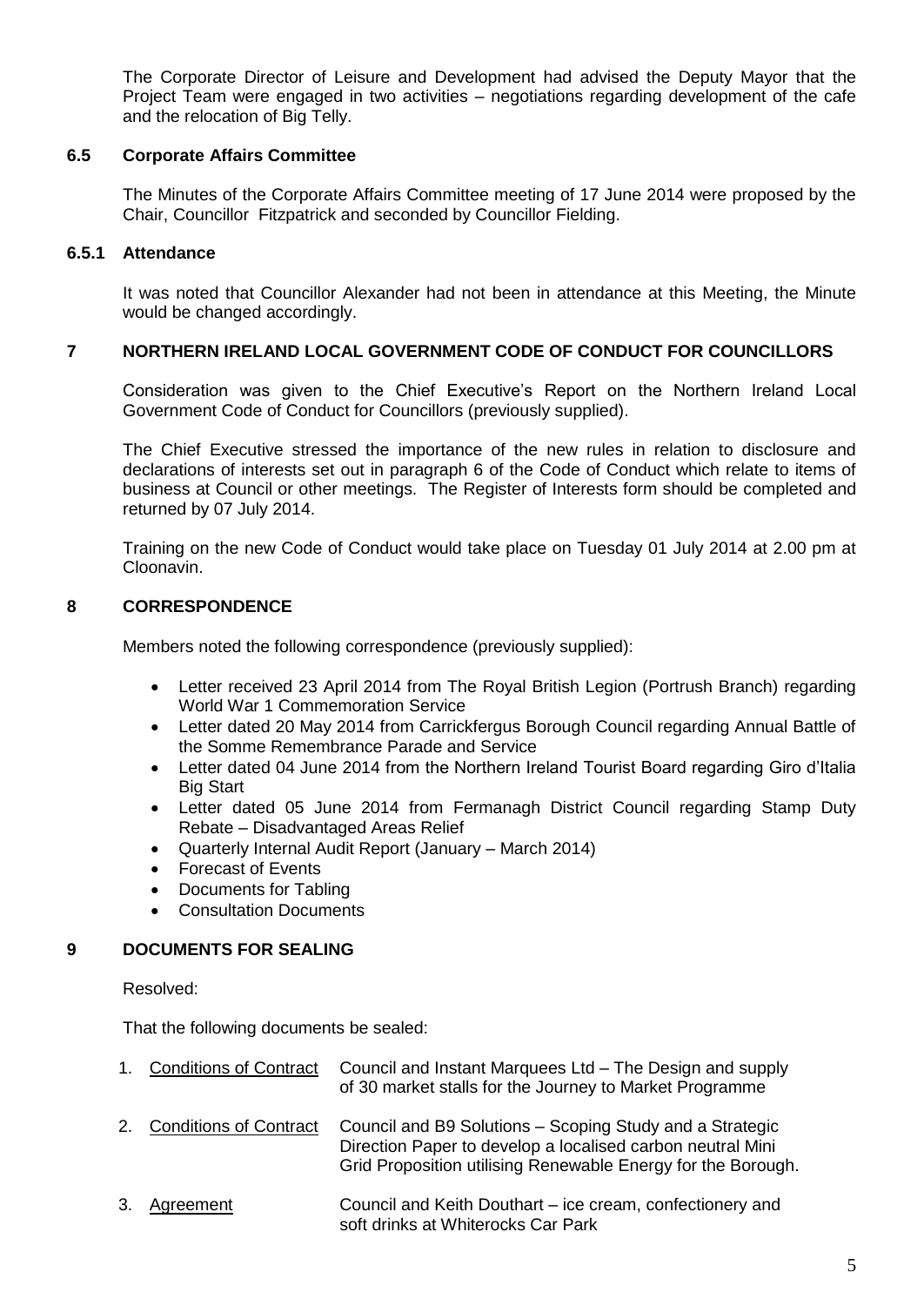The Corporate Director of Leisure and Development had advised the Deputy Mayor that the Project Team were engaged in two activities – negotiations regarding development of the cafe and the relocation of Big Telly.

### 6.5 Corporate Affairs Committee

The Minutes of the Corporate Affairs Committee meeting of 17 June 2014 were proposed by the Chair, Councillor Fitzpatrick and seconded by Councillor Fielding.

### 6.5.1 Attendance

It was noted that Councillor Alexander had not been in attendance at this Meeting, the Minute would be changed accordingly.

## 7 NORTHERN IRELAND LOCAL GOVERNMENT CODE OF CONDUCT FOR COUNCILLORS

Consideration was given to the Chief Executive's Report on the Northern Ireland Local Government Code of Conduct for Councillors (previously supplied).

The Chief Executive stressed the importance of the new rules in relation to disclosure and declarations of interests set out in paragraph 6 of the Code of Conduct which relate to items of business at Council or other meetings. The Register of Interests form should be completed and returned by 07 July 2014.

Training on the new Code of Conduct would take place on Tuesday 01 July 2014 at 2.00 pm at Cloonavin.

## 8 CORRESPONDENCE

Members noted the following correspondence (previously supplied):

- Letter received 23 April 2014 from The Royal British Legion (Portrush Branch) regarding World War 1 Commemoration Service
- Letter dated 20 May 2014 from Carrickfergus Borough Council regarding Annual Battle of the Somme Remembrance Parade and Service
- Letter dated 04 June 2014 from the Northern Ireland Tourist Board regarding Giro d'Italia Big Start
- Letter dated 05 June 2014 from Fermanagh District Council regarding Stamp Duty Rebate – Disadvantaged Areas Relief
- Quarterly Internal Audit Report (January – March 2014)
- Forecast of Events
- Documents for Tabling
- Consultation Documents

## 9 DOCUMENTS FOR SEALING

Resolved:

That the following documents be sealed:

1. Conditions of Contract — Council and Instant Marquees Ltd – The Design and supply of 30 market stalls for the Journey to Market Programme
2. Conditions of Contract — Council and B9 Solutions – Scoping Study and a Strategic Direction Paper to develop a localised carbon neutral Mini Grid Proposition utilising Renewable Energy for the Borough.
3. Agreement — Council and Keith Douthart – ice cream, confectionery and soft drinks at Whiterocks Car Park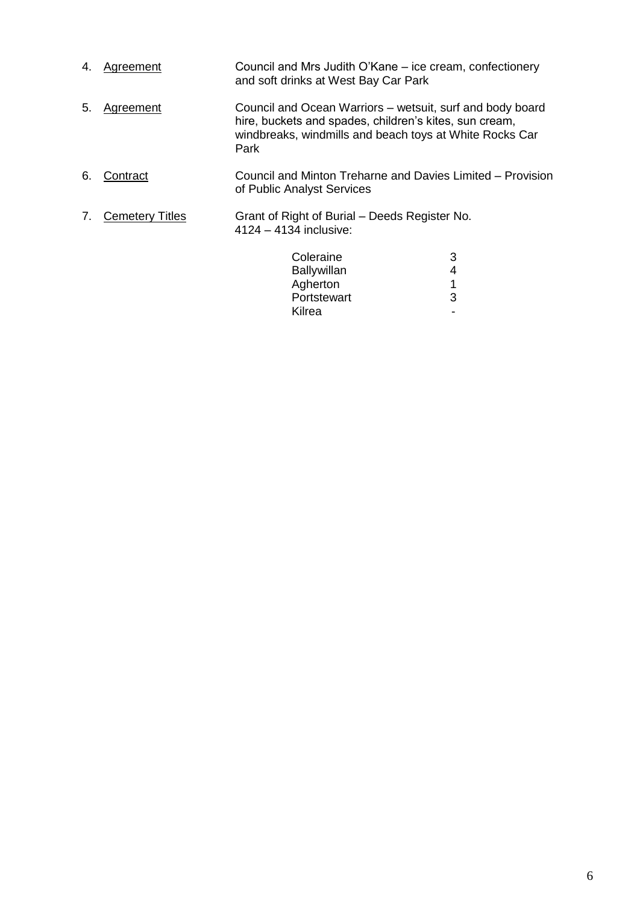4. <u>Agreement</u> Council and Mrs Judith O'Kane – ice cream, confectionery and soft drinks at West Bay Car Park

5. <u>Agreement</u> Council and Ocean Warriors – wetsuit, surf and body board hire, buckets and spades, children's kites, sun cream, windbreaks, windmills and beach toys at White Rocks Car Park

6. <u>Contract</u> Council and Minton Treharne and Davies Limited – Provision of Public Analyst Services

7. <u>Cemetery Titles</u> Grant of Right of Burial – Deeds Register No. 4124 – 4134 inclusive:

| | |
|---|---|
| Coleraine | 3 |
| Ballywillan | 4 |
| Agherton | 1 |
| Portstewart | 3 |
| Kilrea | - |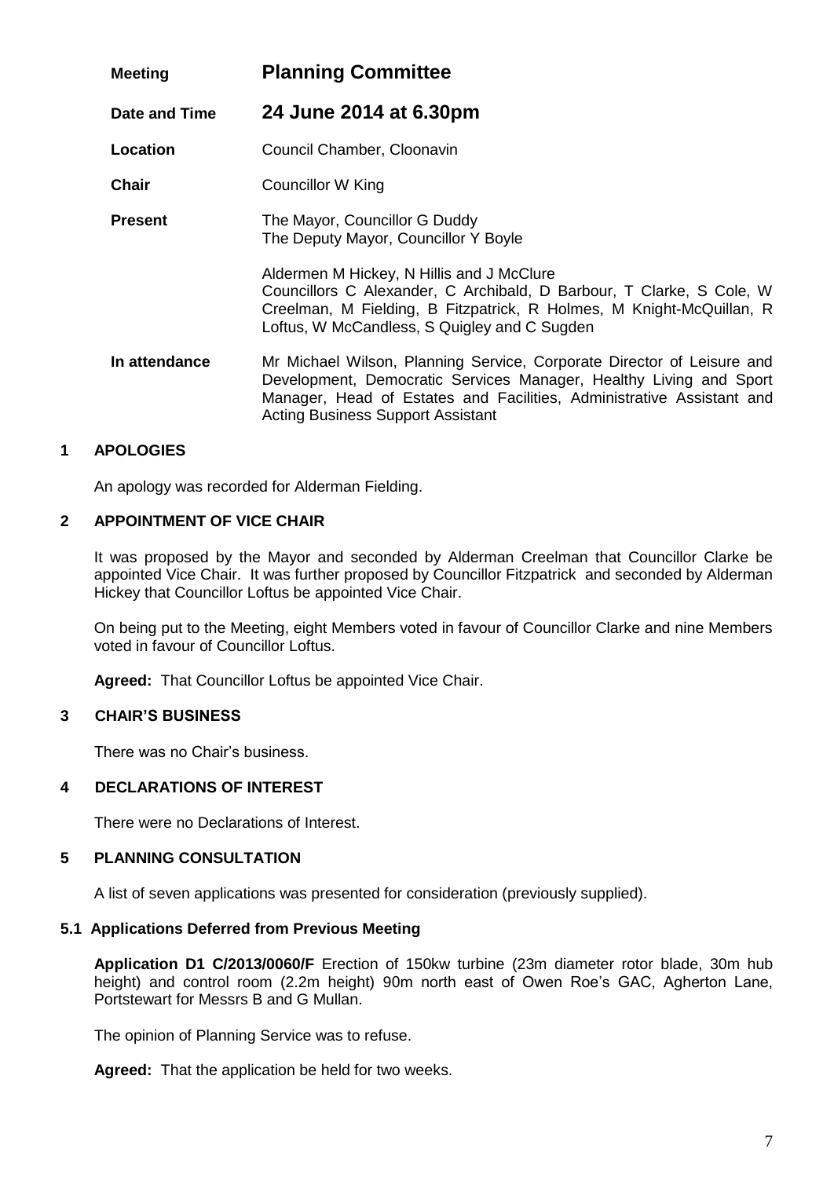| | |
|---|---|
| **Meeting** | **Planning Committee** |
| **Date and Time** | **24 June 2014 at 6.30pm** |
| **Location** | Council Chamber, Cloonavin |
| **Chair** | Councillor W King |
| **Present** | The Mayor, Councillor G Duddy<br>The Deputy Mayor, Councillor Y Boyle<br><br>Aldermen M Hickey, N Hillis and J McClure<br>Councillors C Alexander, C Archibald, D Barbour, T Clarke, S Cole, W Creelman, M Fielding, B Fitzpatrick, R Holmes, M Knight-McQuillan, R Loftus, W McCandless, S Quigley and C Sugden |
| **In attendance** | Mr Michael Wilson, Planning Service, Corporate Director of Leisure and Development, Democratic Services Manager, Healthy Living and Sport Manager, Head of Estates and Facilities, Administrative Assistant and Acting Business Support Assistant |

## 1 APOLOGIES

An apology was recorded for Alderman Fielding.

## 2 APPOINTMENT OF VICE CHAIR

It was proposed by the Mayor and seconded by Alderman Creelman that Councillor Clarke be appointed Vice Chair. It was further proposed by Councillor Fitzpatrick and seconded by Alderman Hickey that Councillor Loftus be appointed Vice Chair.

On being put to the Meeting, eight Members voted in favour of Councillor Clarke and nine Members voted in favour of Councillor Loftus.

**Agreed:** That Councillor Loftus be appointed Vice Chair.

## 3 CHAIR'S BUSINESS

There was no Chair's business.

## 4 DECLARATIONS OF INTEREST

There were no Declarations of Interest.

## 5 PLANNING CONSULTATION

A list of seven applications was presented for consideration (previously supplied).

### 5.1 Applications Deferred from Previous Meeting

**Application D1 C/2013/0060/F** Erection of 150kw turbine (23m diameter rotor blade, 30m hub height) and control room (2.2m height) 90m north east of Owen Roe's GAC, Agherton Lane, Portstewart for Messrs B and G Mullan.

The opinion of Planning Service was to refuse.

**Agreed:** That the application be held for two weeks.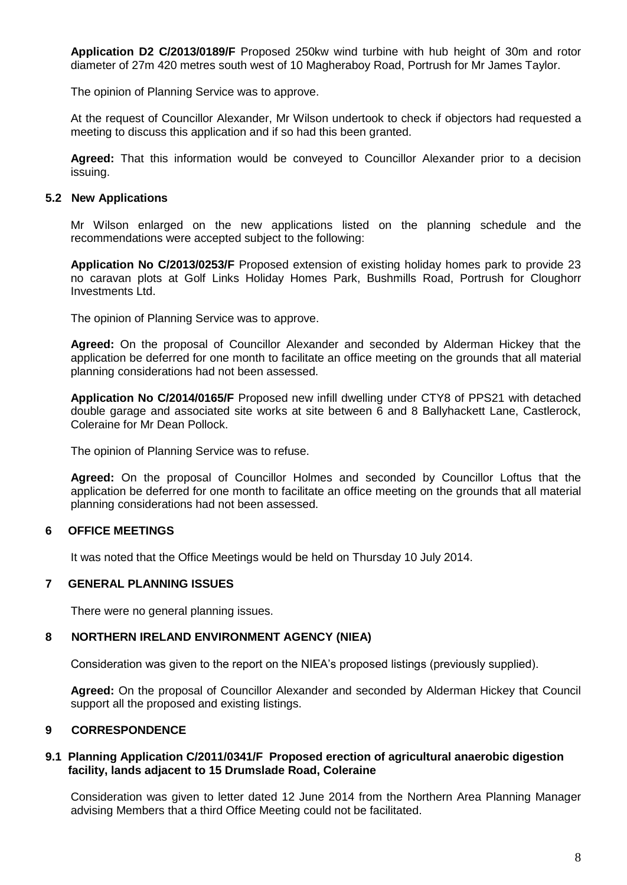**Application D2 C/2013/0189/F** Proposed 250kw wind turbine with hub height of 30m and rotor diameter of 27m 420 metres south west of 10 Magheraboy Road, Portrush for Mr James Taylor.

The opinion of Planning Service was to approve.

At the request of Councillor Alexander, Mr Wilson undertook to check if objectors had requested a meeting to discuss this application and if so had this been granted.

**Agreed:** That this information would be conveyed to Councillor Alexander prior to a decision issuing.

### 5.2 New Applications

Mr Wilson enlarged on the new applications listed on the planning schedule and the recommendations were accepted subject to the following:

**Application No C/2013/0253/F** Proposed extension of existing holiday homes park to provide 23 no caravan plots at Golf Links Holiday Homes Park, Bushmills Road, Portrush for Cloughorr Investments Ltd.

The opinion of Planning Service was to approve.

**Agreed:** On the proposal of Councillor Alexander and seconded by Alderman Hickey that the application be deferred for one month to facilitate an office meeting on the grounds that all material planning considerations had not been assessed.

**Application No C/2014/0165/F** Proposed new infill dwelling under CTY8 of PPS21 with detached double garage and associated site works at site between 6 and 8 Ballyhackett Lane, Castlerock, Coleraine for Mr Dean Pollock.

The opinion of Planning Service was to refuse.

**Agreed:** On the proposal of Councillor Holmes and seconded by Councillor Loftus that the application be deferred for one month to facilitate an office meeting on the grounds that all material planning considerations had not been assessed.

## 6 OFFICE MEETINGS

It was noted that the Office Meetings would be held on Thursday 10 July 2014.

## 7 GENERAL PLANNING ISSUES

There were no general planning issues.

## 8 NORTHERN IRELAND ENVIRONMENT AGENCY (NIEA)

Consideration was given to the report on the NIEA's proposed listings (previously supplied).

**Agreed:** On the proposal of Councillor Alexander and seconded by Alderman Hickey that Council support all the proposed and existing listings.

## 9 CORRESPONDENCE

### 9.1 Planning Application C/2011/0341/F Proposed erection of agricultural anaerobic digestion facility, lands adjacent to 15 Drumslade Road, Coleraine

Consideration was given to letter dated 12 June 2014 from the Northern Area Planning Manager advising Members that a third Office Meeting could not be facilitated.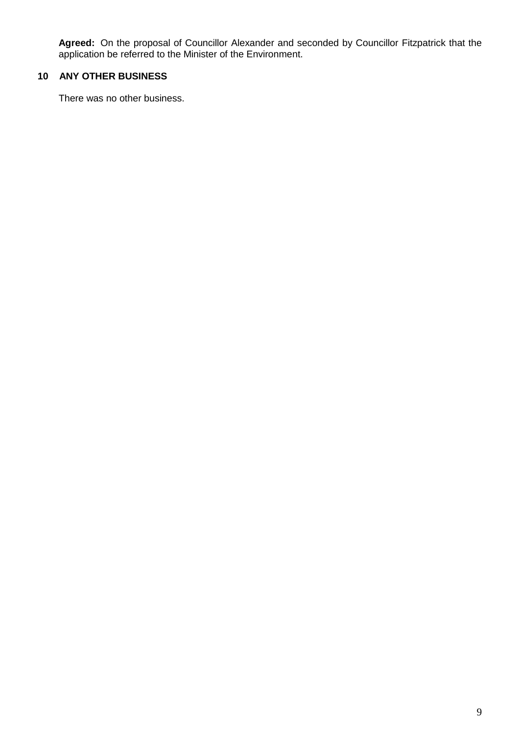**Agreed:** On the proposal of Councillor Alexander and seconded by Councillor Fitzpatrick that the application be referred to the Minister of the Environment.

## 10 ANY OTHER BUSINESS

There was no other business.